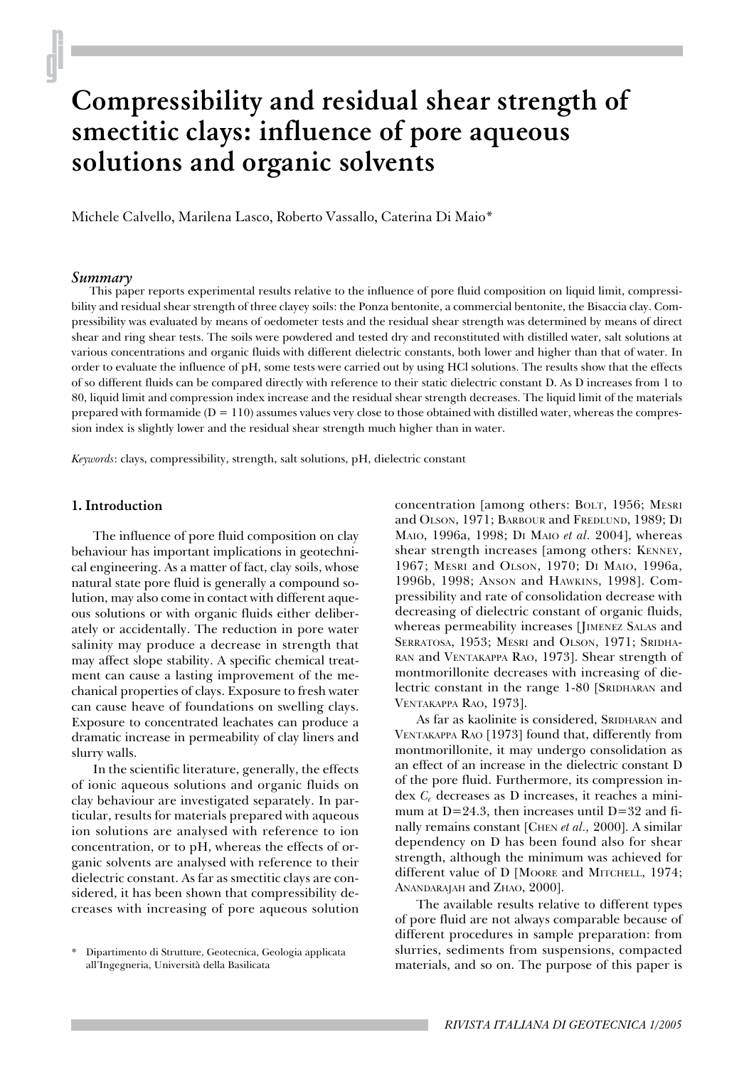# Compressibility and residual shear strength of smectitic clays: influence of pore aqueous solutions and organic solvents

Michele Calvello, Marilena Lasco, Roberto Vassallo, Caterina Di Maio*

### *Summary*

This paper reports experimental results relative to the influence of pore fluid composition on liquid limit, compressibility and residual shear strength of three clayey soils: the Ponza bentonite, a commercial bentonite, the Bisaccia clay. Compressibility was evaluated by means of oedometer tests and the residual shear strength was determined by means of direct shear and ring shear tests. The soils were powdered and tested dry and reconstituted with distilled water, salt solutions at various concentrations and organic fluids with different dielectric constants, both lower and higher than that of water. In order to evaluate the influence of pH, some tests were carried out by using HCl solutions. The results show that the effects of so different fluids can be compared directly with reference to their static dielectric constant D. As D increases from 1 to 80, liquid limit and compression index increase and the residual shear strength decreases. The liquid limit of the materials prepared with formamide (D = 110) assumes values very close to those obtained with distilled water, whereas the compression index is slightly lower and the residual shear strength much higher than in water.

*Keywords*: clays, compressibility, strength, salt solutions, pH, dielectric constant

### 1. Introduction

The influence of pore fluid composition on clay behaviour has important implications in geotechnical engineering. As a matter of fact, clay soils, whose natural state pore fluid is generally a compound solution, may also come in contact with different aqueous solutions or with organic fluids either deliberately or accidentally. The reduction in pore water salinity may produce a decrease in strength that may affect slope stability. A specific chemical treatment can cause a lasting improvement of the mechanical properties of clays. Exposure to fresh water can cause heave of foundations on swelling clays. Exposure to concentrated leachates can produce a dramatic increase in permeability of clay liners and slurry walls.

In the scientific literature, generally, the effects of ionic aqueous solutions and organic fluids on clay behaviour are investigated separately. In particular, results for materials prepared with aqueous ion solutions are analysed with reference to ion concentration, or to pH, whereas the effects of organic solvents are analysed with reference to their dielectric constant. As far as smectitic clays are considered, it has been shown that compressibility decreases with increasing of pore aqueous solution concentration [among others: Bolt, 1956; Mesri and Olson, 1971; Barbour and Fredlund, 1989; Di Maio, 1996a, 1998; Di Maio *et al.* 2004], whereas shear strength increases [among others: Kenney, 1967; Mesri and Olson, 1970; Di Maio, 1996a, 1996b, 1998; Anson and Hawkins, 1998]. Compressibility and rate of consolidation decrease with decreasing of dielectric constant of organic fluids, whereas permeability increases [Jimenez Salas and Serratosa, 1953; Mesri and Olson, 1971; Sridharan and Ventakappa Rao, 1973]. Shear strength of montmorillonite decreases with increasing of dielectric constant in the range 1-80 [Sridharan and Ventakappa Rao, 1973].

As far as kaolinite is considered, Sridharan and Ventakappa Rao [1973] found that, differently from montmorillonite, it may undergo consolidation as an effect of an increase in the dielectric constant D of the pore fluid. Furthermore, its compression index $C_c$ decreases as D increases, it reaches a minimum at D=24.3, then increases until D=32 and finally remains constant [Chen *et al.,* 2000]. A similar dependency on D has been found also for shear strength, although the minimum was achieved for different value of D [Moore and Mitchell, 1974; Anandarajah and Zhao, 2000].

The available results relative to different types of pore fluid are not always comparable because of different procedures in sample preparation: from slurries, sediments from suspensions, compacted materials, and so on. The purpose of this paper is

\* Dipartimento di Strutture, Geotecnica, Geologia applicata all'Ingegneria, Università della Basilicata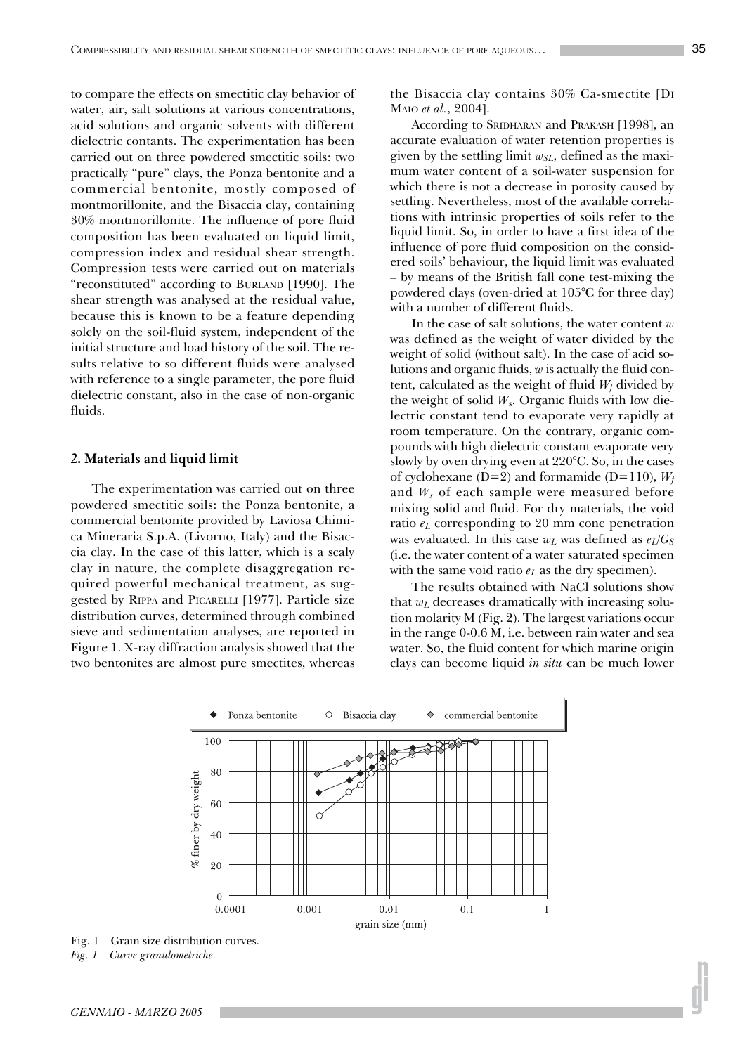to compare the effects on smectitic clay behavior of water, air, salt solutions at various concentrations, acid solutions and organic solvents with different dielectric contants. The experimentation has been carried out on three powdered smectitic soils: two practically "pure" clays, the Ponza bentonite and a commercial bentonite, mostly composed of montmorillonite, and the Bisaccia clay, containing 30% montmorillonite. The influence of pore fluid composition has been evaluated on liquid limit, compression index and residual shear strength. Compression tests were carried out on materials "reconstituted" according to BURLAND [1990]. The shear strength was analysed at the residual value, because this is known to be a feature depending solely on the soil-fluid system, independent of the initial structure and load history of the soil. The results relative to so different fluids were analysed with reference to a single parameter, the pore fluid dielectric constant, also in the case of non-organic fluids.

## 2. Materials and liquid limit

The experimentation was carried out on three powdered smectitic soils: the Ponza bentonite, a commercial bentonite provided by Laviosa Chimica Mineraria S.p.A. (Livorno, Italy) and the Bisaccia clay. In the case of this latter, which is a scaly clay in nature, the complete disaggregation required powerful mechanical treatment, as suggested by RIPPA and PICARELLI [1977]. Particle size distribution curves, determined through combined sieve and sedimentation analyses, are reported in Figure 1. X-ray diffraction analysis showed that the two bentonites are almost pure smectites, whereas the Bisaccia clay contains 30% Ca-smectite [DI MAIO *et al.*, 2004].

According to SRIDHARAN and PRAKASH [1998], an accurate evaluation of water retention properties is given by the settling limit $w_{SL}$, defined as the maximum water content of a soil-water suspension for which there is not a decrease in porosity caused by settling. Nevertheless, most of the available correlations with intrinsic properties of soils refer to the liquid limit. So, in order to have a first idea of the influence of pore fluid composition on the considered soils' behaviour, the liquid limit was evaluated – by means of the British fall cone test-mixing the powdered clays (oven-dried at 105°C for three day) with a number of different fluids.

In the case of salt solutions, the water content $w$ was defined as the weight of water divided by the weight of solid (without salt). In the case of acid solutions and organic fluids, $w$ is actually the fluid content, calculated as the weight of fluid $W_f$ divided by the weight of solid $W_s$. Organic fluids with low dielectric constant tend to evaporate very rapidly at room temperature. On the contrary, organic compounds with high dielectric constant evaporate very slowly by oven drying even at 220°C. So, in the cases of cyclohexane (D=2) and formamide (D=110), $W_f$ and $W_s$ of each sample were measured before mixing solid and fluid. For dry materials, the void ratio $e_L$ corresponding to 20 mm cone penetration was evaluated. In this case $w_L$ was defined as $e_L/G_S$ (i.e. the water content of a water saturated specimen with the same void ratio $e_L$ as the dry specimen).

The results obtained with NaCl solutions show that $w_L$ decreases dramatically with increasing solution molarity M (Fig. 2). The largest variations occur in the range 0-0.6 M, i.e. between rain water and sea water. So, the fluid content for which marine origin clays can become liquid *in situ* can be much lower

Fig. 1 – Grain size distribution curves.
*Fig. 1 – Curve granulometriche.*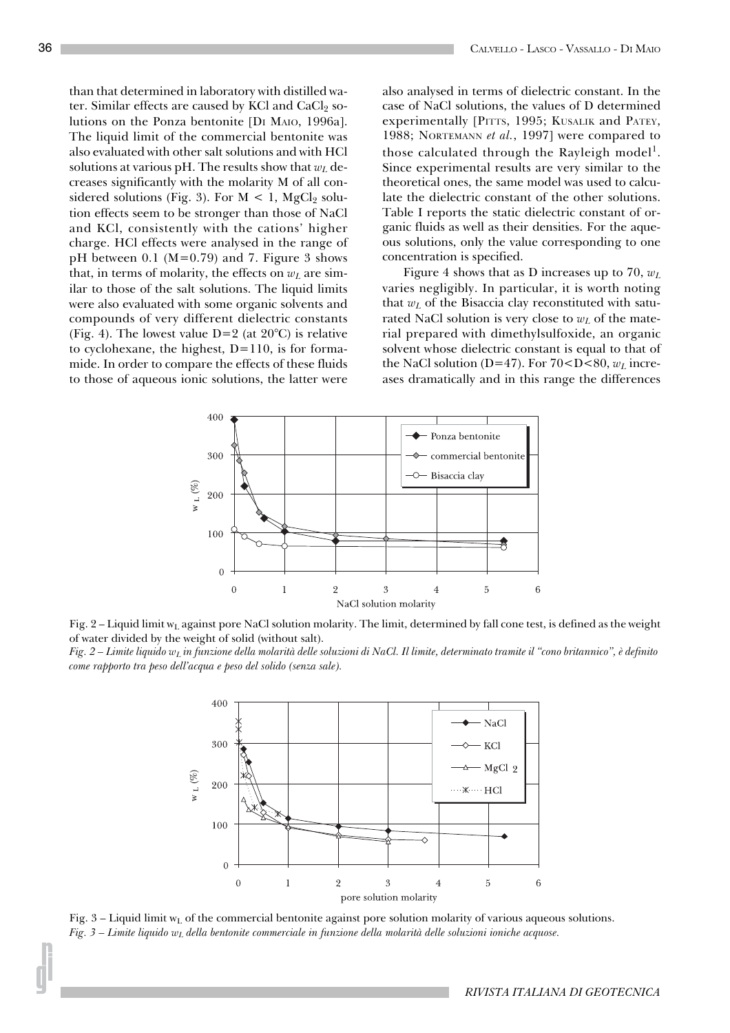than that determined in laboratory with distilled water. Similar effects are caused by KCl and $CaCl_2$ solutions on the Ponza bentonite [Di Maio, 1996a]. The liquid limit of the commercial bentonite was also evaluated with other salt solutions and with HCl solutions at various pH. The results show that $w_L$ decreases significantly with the molarity M of all considered solutions (Fig. 3). For $M < 1$, $MgCl_2$ solution effects seem to be stronger than those of NaCl and KCl, consistently with the cations' higher charge. HCl effects were analysed in the range of pH between 0.1 (M=0.79) and 7. Figure 3 shows that, in terms of molarity, the effects on $w_L$ are similar to those of the salt solutions. The liquid limits were also evaluated with some organic solvents and compounds of very different dielectric constants (Fig. 4). The lowest value D=2 (at 20°C) is relative to cyclohexane, the highest, D=110, is for formamide. In order to compare the effects of these fluids to those of aqueous ionic solutions, the latter were also analysed in terms of dielectric constant. In the case of NaCl solutions, the values of D determined experimentally [Pitts, 1995; Kusalik and Patey, 1988; Nortemann *et al.*, 1997] were compared to those calculated through the Rayleigh model[1]. Since experimental results are very similar to the theoretical ones, the same model was used to calculate the dielectric constant of the other solutions. Table I reports the static dielectric constant of organic fluids as well as their densities. For the aqueous solutions, only the value corresponding to one concentration is specified.

Figure 4 shows that as D increases up to 70, $w_L$ varies negligibly. In particular, it is worth noting that $w_L$ of the Bisaccia clay reconstituted with saturated NaCl solution is very close to $w_L$ of the material prepared with dimethylsulfoxide, an organic solvent whose dielectric constant is equal to that of the NaCl solution (D=47). For $70<D<80$, $w_L$ increases dramatically and in this range the differences

Fig. 2 – Liquid limit $w_L$ against pore NaCl solution molarity. The limit, determined by fall cone test, is defined as the weight of water divided by the weight of solid (without salt).

*Fig. 2 – Limite liquido $w_L$ in funzione della molarità delle soluzioni di NaCl. Il limite, determinato tramite il "cono britannico", è definito come rapporto tra peso dell'acqua e peso del solido (senza sale).*

Fig. 3 – Liquid limit $w_L$ of the commercial bentonite against pore solution molarity of various aqueous solutions.

*Fig. 3 – Limite liquido $w_L$ della bentonite commerciale in funzione della molarità delle soluzioni ioniche acquose.*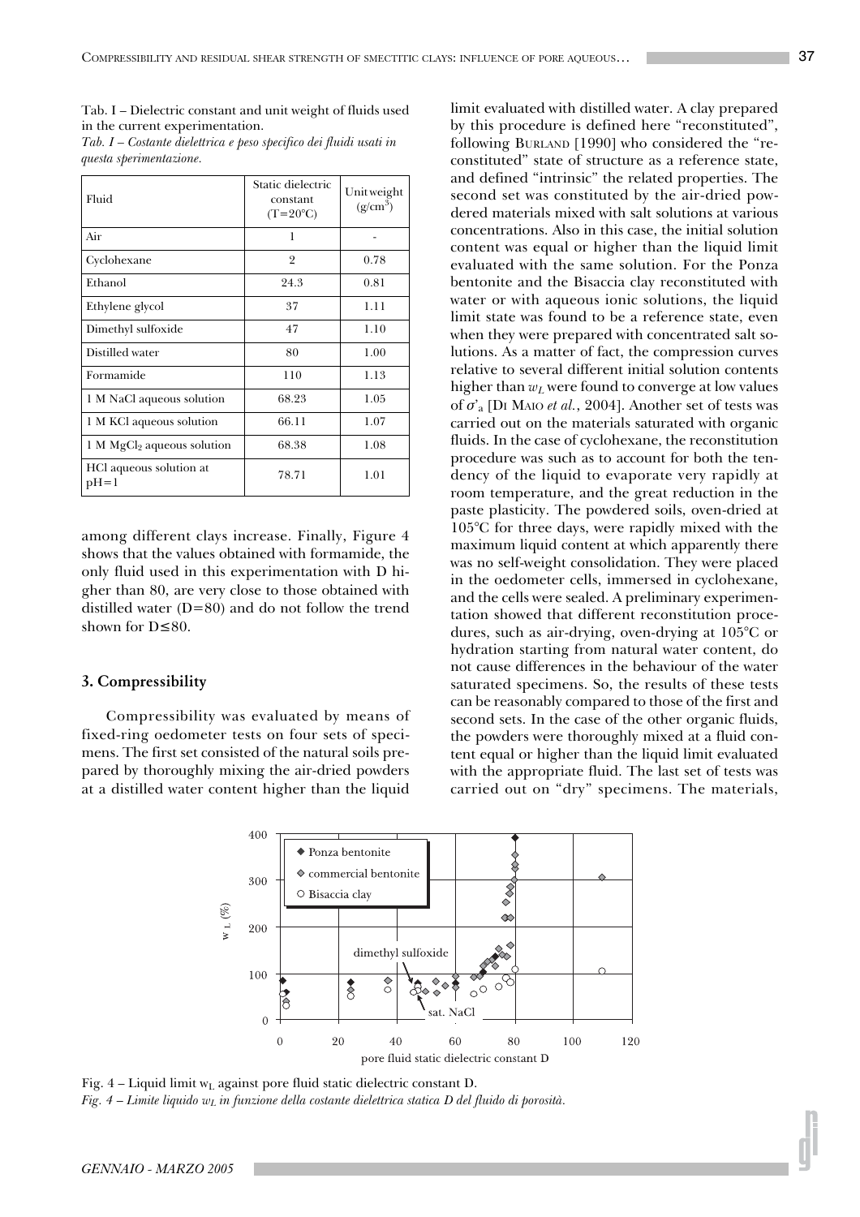Tab. I – Dielectric constant and unit weight of fluids used in the current experimentation.

*Tab. I – Costante dielettrica e peso specifico dei fluidi usati in questa sperimentazione.*

| Fluid | Static dielectric constant (T=20°C) | Unit weight (g/cm$^3$) |
|---|---|---|
| Air | 1 | - |
| Cyclohexane | 2 | 0.78 |
| Ethanol | 24.3 | 0.81 |
| Ethylene glycol | 37 | 1.11 |
| Dimethyl sulfoxide | 47 | 1.10 |
| Distilled water | 80 | 1.00 |
| Formamide | 110 | 1.13 |
| 1 M NaCl aqueous solution | 68.23 | 1.05 |
| 1 M KCl aqueous solution | 66.11 | 1.07 |
| 1 M $MgCl_2$ aqueous solution | 68.38 | 1.08 |
| HCl aqueous solution at pH=1 | 78.71 | 1.01 |

among different clays increase. Finally, Figure 4 shows that the values obtained with formamide, the only fluid used in this experimentation with D higher than 80, are very close to those obtained with distilled water (D=80) and do not follow the trend shown for D≤80.

## 3. Compressibility

Compressibility was evaluated by means of fixed-ring oedometer tests on four sets of specimens. The first set consisted of the natural soils prepared by thoroughly mixing the air-dried powders at a distilled water content higher than the liquid limit evaluated with distilled water. A clay prepared by this procedure is defined here "reconstituted", following BURLAND [1990] who considered the "reconstituted" state of structure as a reference state, and defined "intrinsic" the related properties. The second set was constituted by the air-dried powdered materials mixed with salt solutions at various concentrations. Also in this case, the initial solution content was equal or higher than the liquid limit evaluated with the same solution. For the Ponza bentonite and the Bisaccia clay reconstituted with water or with aqueous ionic solutions, the liquid limit state was found to be a reference state, even when they were prepared with concentrated salt solutions. As a matter of fact, the compression curves relative to several different initial solution contents higher than $w_L$ were found to converge at low values of $\sigma'_a$ [DI MAIO *et al.*, 2004]. Another set of tests was carried out on the materials saturated with organic fluids. In the case of cyclohexane, the reconstitution procedure was such as to account for both the tendency of the liquid to evaporate very rapidly at room temperature, and the great reduction in the paste plasticity. The powdered soils, oven-dried at 105°C for three days, were rapidly mixed with the maximum liquid content at which apparently there was no self-weight consolidation. They were placed in the oedometer cells, immersed in cyclohexane, and the cells were sealed. A preliminary experimentation showed that different reconstitution procedures, such as air-drying, oven-drying at 105°C or hydration starting from natural water content, do not cause differences in the behaviour of the water saturated specimens. So, the results of these tests can be reasonably compared to those of the first and second sets. In the case of the other organic fluids, the powders were thoroughly mixed at a fluid content equal or higher than the liquid limit evaluated with the appropriate fluid. The last set of tests was carried out on "dry" specimens. The materials,

Fig. 4 – Liquid limit $w_L$ against pore fluid static dielectric constant D.

*Fig. 4 – Limite liquido $w_L$ in funzione della costante dielettrica statica D del fluido di porosità.*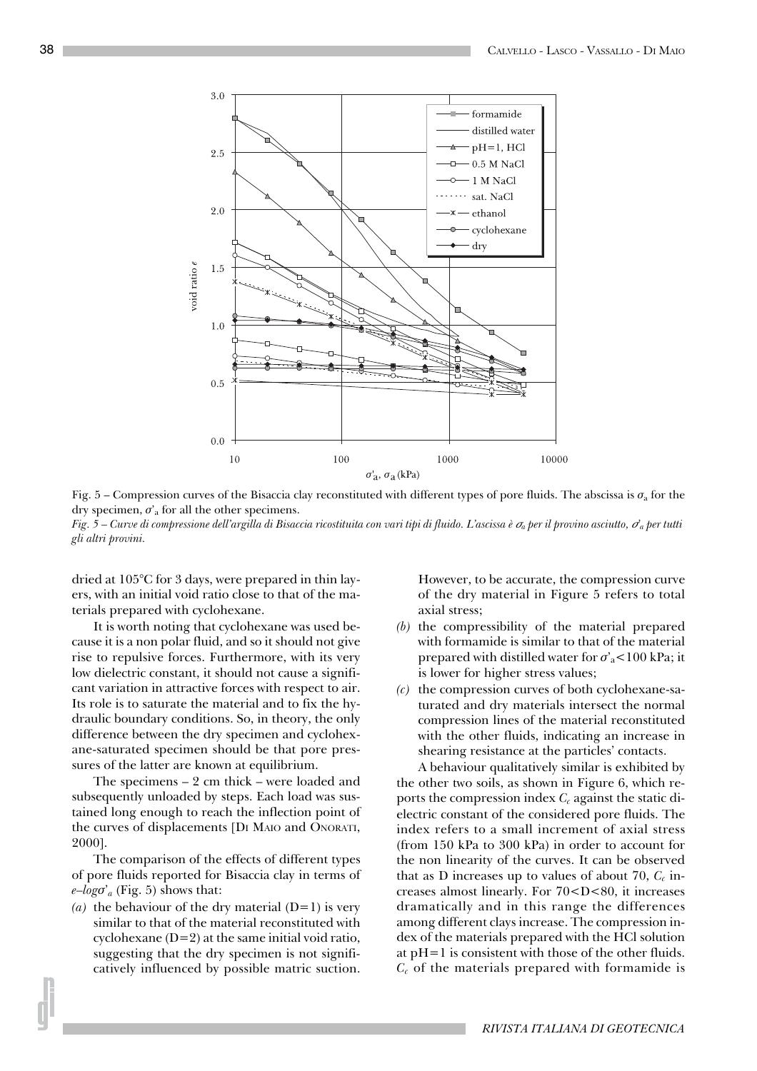Fig. 5 – Compression curves of the Bisaccia clay reconstituted with different types of pore fluids. The abscissa is $\sigma_a$ for the dry specimen, $\sigma'_a$ for all the other specimens.

*Fig. 5 – Curve di compressione dell'argilla di Bisaccia ricostituita con vari tipi di fluido. L'ascissa è $\sigma_a$ per il provino asciutto, $\sigma'_a$ per tutti gli altri provini.*

dried at 105°C for 3 days, were prepared in thin layers, with an initial void ratio close to that of the materials prepared with cyclohexane.

It is worth noting that cyclohexane was used because it is a non polar fluid, and so it should not give rise to repulsive forces. Furthermore, with its very low dielectric constant, it should not cause a significant variation in attractive forces with respect to air. Its role is to saturate the material and to fix the hydraulic boundary conditions. So, in theory, the only difference between the dry specimen and cyclohexane-saturated specimen should be that pore pressures of the latter are known at equilibrium.

The specimens – 2 cm thick – were loaded and subsequently unloaded by steps. Each load was sustained long enough to reach the inflection point of the curves of displacements [Di Maio and Onorati, 2000].

The comparison of the effects of different types of pore fluids reported for Bisaccia clay in terms of $e$–$log\sigma'_a$ (Fig. 5) shows that:

*(a)* the behaviour of the dry material (D=1) is very similar to that of the material reconstituted with cyclohexane (D=2) at the same initial void ratio, suggesting that the dry specimen is not significatively influenced by possible matric suction. However, to be accurate, the compression curve of the dry material in Figure 5 refers to total axial stress;

*(b)* the compressibility of the material prepared with formamide is similar to that of the material prepared with distilled water for $\sigma'_a$<100 kPa; it is lower for higher stress values;

*(c)* the compression curves of both cyclohexane-saturated and dry materials intersect the normal compression lines of the material reconstituted with the other fluids, indicating an increase in shearing resistance at the particles' contacts.

A behaviour qualitatively similar is exhibited by the other two soils, as shown in Figure 6, which reports the compression index $C_c$ against the static dielectric constant of the considered pore fluids. The index refers to a small increment of axial stress (from 150 kPa to 300 kPa) in order to account for the non linearity of the curves. It can be observed that as D increases up to values of about 70, $C_c$ increases almost linearly. For 70<D<80, it increases dramatically and in this range the differences among different clays increase. The compression index of the materials prepared with the HCl solution at pH=1 is consistent with those of the other fluids. $C_c$ of the materials prepared with formamide is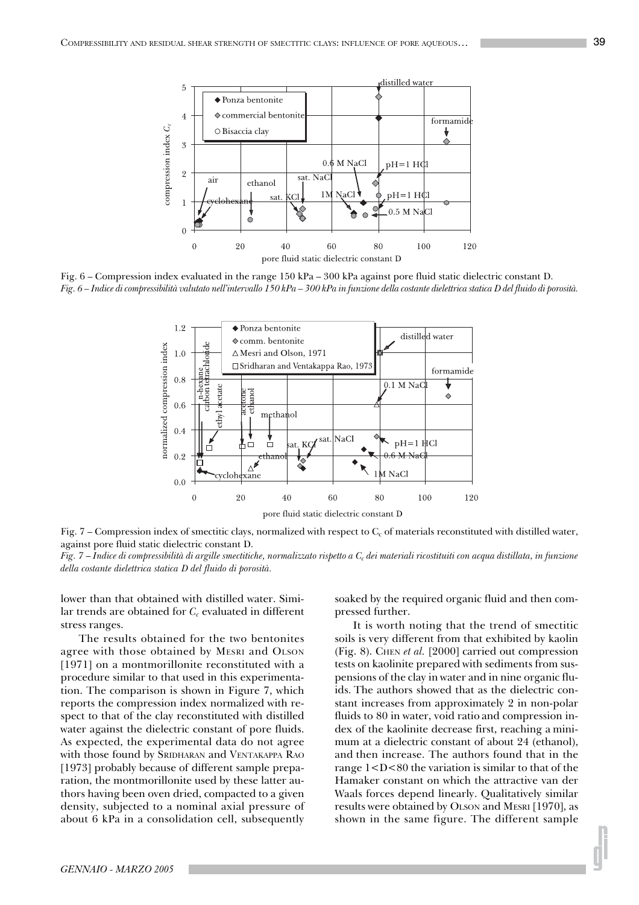Fig. 6 – Compression index evaluated in the range 150 kPa – 300 kPa against pore fluid static dielectric constant D.
*Fig. 6 – Indice di compressibilità valutato nell'intervallo 150 kPa – 300 kPa in funzione della costante dielettrica statica D del fluido di porosità.*

Fig. 7 – Compression index of smectitic clays, normalized with respect to $C_c$ of materials reconstituted with distilled water, against pore fluid static dielectric constant D.
*Fig. 7 – Indice di compressibilità di argille smectitiche, normalizzato rispetto a $C_c$ dei materiali ricostituiti con acqua distillata, in funzione della costante dielettrica statica D del fluido di porosità.*

lower than that obtained with distilled water. Similar trends are obtained for $C_c$ evaluated in different stress ranges.

The results obtained for the two bentonites agree with those obtained by Mesri and Olson [1971] on a montmorillonite reconstituted with a procedure similar to that used in this experimentation. The comparison is shown in Figure 7, which reports the compression index normalized with respect to that of the clay reconstituted with distilled water against the dielectric constant of pore fluids. As expected, the experimental data do not agree with those found by Sridharan and Ventakappa Rao [1973] probably because of different sample preparation, the montmorillonite used by these latter authors having been oven dried, compacted to a given density, subjected to a nominal axial pressure of about 6 kPa in a consolidation cell, subsequently soaked by the required organic fluid and then compressed further.

It is worth noting that the trend of smectitic soils is very different from that exhibited by kaolin (Fig. 8). Chen *et al.* [2000] carried out compression tests on kaolinite prepared with sediments from suspensions of the clay in water and in nine organic fluids. The authors showed that as the dielectric constant increases from approximately 2 in non-polar fluids to 80 in water, void ratio and compression index of the kaolinite decrease first, reaching a minimum at a dielectric constant of about 24 (ethanol), and then increase. The authors found that in the range 1<D<80 the variation is similar to that of the Hamaker constant on which the attractive van der Waals forces depend linearly. Qualitatively similar results were obtained by Olson and Mesri [1970], as shown in the same figure. The different sample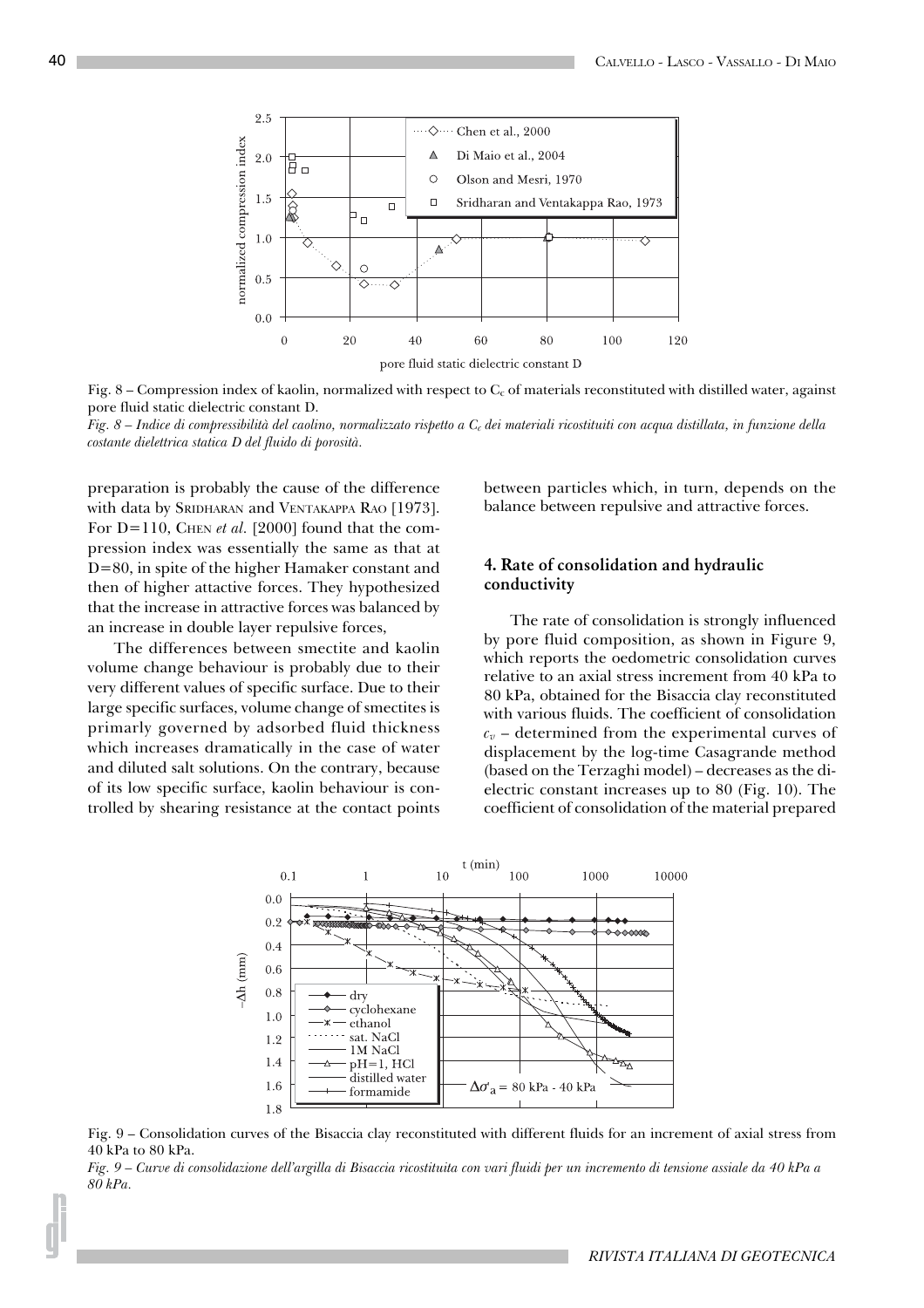Fig. 8 – Compression index of kaolin, normalized with respect to $C_c$ of materials reconstituted with distilled water, against pore fluid static dielectric constant D.

*Fig. 8 – Indice di compressibilità del caolino, normalizzato rispetto a $C_c$ dei materiali ricostituiti con acqua distillata, in funzione della costante dielettrica statica D del fluido di porosità.*

preparation is probably the cause of the difference with data by Sridharan and Ventakappa Rao [1973]. For D=110, Chen *et al.* [2000] found that the compression index was essentially the same as that at D=80, in spite of the higher Hamaker constant and then of higher attactive forces. They hypothesized that the increase in attractive forces was balanced by an increase in double layer repulsive forces,

The differences between smectite and kaolin volume change behaviour is probably due to their very different values of specific surface. Due to their large specific surfaces, volume change of smectites is primarly governed by adsorbed fluid thickness which increases dramatically in the case of water and diluted salt solutions. On the contrary, because of its low specific surface, kaolin behaviour is controlled by shearing resistance at the contact points between particles which, in turn, depends on the balance between repulsive and attractive forces.

## 4. Rate of consolidation and hydraulic conductivity

The rate of consolidation is strongly influenced by pore fluid composition, as shown in Figure 9, which reports the oedometric consolidation curves relative to an axial stress increment from 40 kPa to 80 kPa, obtained for the Bisaccia clay reconstituted with various fluids. The coefficient of consolidation $c_v$ – determined from the experimental curves of displacement by the log-time Casagrande method (based on the Terzaghi model) – decreases as the dielectric constant increases up to 80 (Fig. 10). The coefficient of consolidation of the material prepared

Fig. 9 – Consolidation curves of the Bisaccia clay reconstituted with different fluids for an increment of axial stress from 40 kPa to 80 kPa.

*Fig. 9 – Curve di consolidazione dell'argilla di Bisaccia ricostituita con vari fluidi per un incremento di tensione assiale da 40 kPa a 80 kPa.*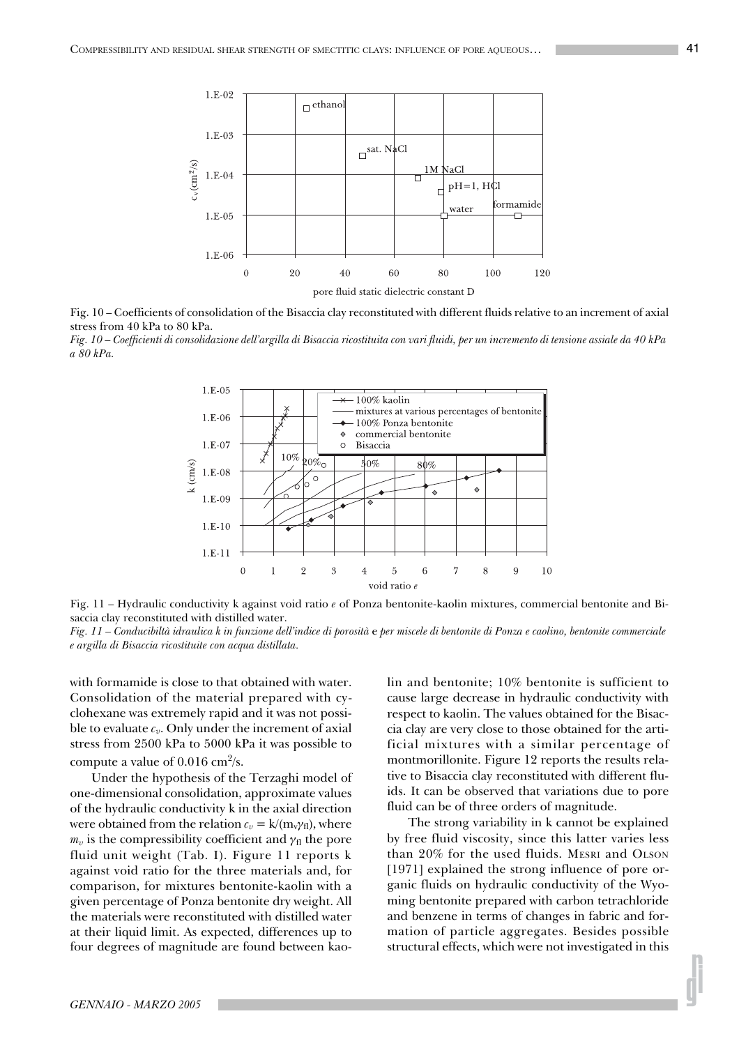Fig. 10 – Coefficients of consolidation of the Bisaccia clay reconstituted with different fluids relative to an increment of axial stress from 40 kPa to 80 kPa.

*Fig. 10 – Coefficienti di consolidazione dell'argilla di Bisaccia ricostituita con vari fluidi, per un incremento di tensione assiale da 40 kPa a 80 kPa.*

Fig. 11 – Hydraulic conductivity k against void ratio *e* of Ponza bentonite-kaolin mixtures, commercial bentonite and Bisaccia clay reconstituted with distilled water.

*Fig. 11 – Conducibiltà idraulica k in funzione dell'indice di porosità* e *per miscele di bentonite di Ponza e caolino, bentonite commerciale e argilla di Bisaccia ricostituite con acqua distillata.*

with formamide is close to that obtained with water. Consolidation of the material prepared with cyclohexane was extremely rapid and it was not possible to evaluate $c_v$. Only under the increment of axial stress from 2500 kPa to 5000 kPa it was possible to compute a value of 0.016 $cm^2/s$.

Under the hypothesis of the Terzaghi model of one-dimensional consolidation, approximate values of the hydraulic conductivity k in the axial direction were obtained from the relation $c_v = k/(m_v\gamma_{fl})$, where $m_v$ is the compressibility coefficient and $\gamma_{fl}$ the pore fluid unit weight (Tab. I). Figure 11 reports k against void ratio for the three materials and, for comparison, for mixtures bentonite-kaolin with a given percentage of Ponza bentonite dry weight. All the materials were reconstituted with distilled water at their liquid limit. As expected, differences up to four degrees of magnitude are found between kaolin and bentonite; 10% bentonite is sufficient to cause large decrease in hydraulic conductivity with respect to kaolin. The values obtained for the Bisaccia clay are very close to those obtained for the artificial mixtures with a similar percentage of montmorillonite. Figure 12 reports the results relative to Bisaccia clay reconstituted with different fluids. It can be observed that variations due to pore fluid can be of three orders of magnitude.

The strong variability in k cannot be explained by free fluid viscosity, since this latter varies less than 20% for the used fluids. MESRI and OLSON [1971] explained the strong influence of pore organic fluids on hydraulic conductivity of the Wyoming bentonite prepared with carbon tetrachloride and benzene in terms of changes in fabric and formation of particle aggregates. Besides possible structural effects, which were not investigated in this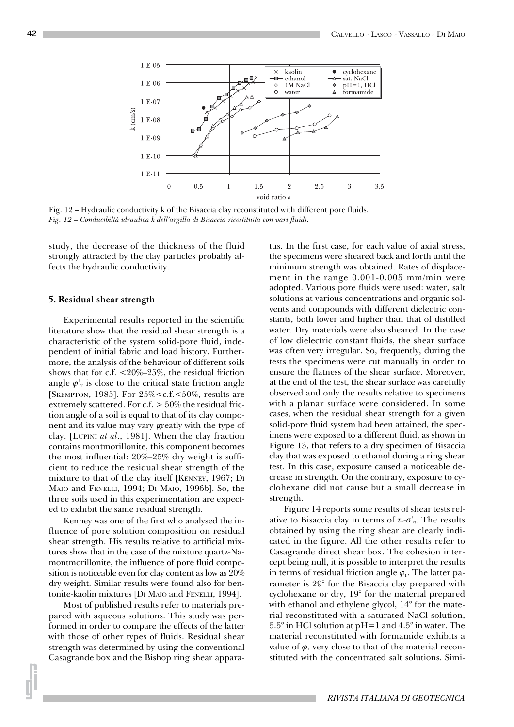Fig. 12 – Hydraulic conductivity k of the Bisaccia clay reconstituted with different pore fluids.
*Fig. 12 – Conducibiltà idraulica k dell'argilla di Bisaccia ricostituita con vari fluidi.*

study, the decrease of the thickness of the fluid strongly attracted by the clay particles probably affects the hydraulic conductivity.

## 5. Residual shear strength

Experimental results reported in the scientific literature show that the residual shear strength is a characteristic of the system solid-pore fluid, independent of initial fabric and load history. Furthermore, the analysis of the behaviour of different soils shows that for c.f. <20%–25%, the residual friction angle $\varphi'_r$ is close to the critical state friction angle [SKEMPTON, 1985]. For 25%<c.f.<50%, results are extremely scattered. For c.f. > 50% the residual friction angle of a soil is equal to that of its clay component and its value may vary greatly with the type of clay. [LUPINI *at al*., 1981]. When the clay fraction contains montmorillonite, this component becomes the most influential: 20%–25% dry weight is sufficient to reduce the residual shear strength of the mixture to that of the clay itself [KENNEY, 1967; DI MAIO and FENELLI, 1994; DI MAIO, 1996b]. So, the three soils used in this experimentation are expected to exhibit the same residual strength.

Kenney was one of the first who analysed the influence of pore solution composition on residual shear strength. His results relative to artificial mixtures show that in the case of the mixture quartz-Na-montmorillonite, the influence of pore fluid composition is noticeable even for clay content as low as 20% dry weight. Similar results were found also for bentonite-kaolin mixtures [DI MAIO and FENELLI, 1994].

Most of published results refer to materials prepared with aqueous solutions. This study was performed in order to compare the effects of the latter with those of other types of fluids. Residual shear strength was determined by using the conventional Casagrande box and the Bishop ring shear apparatus. In the first case, for each value of axial stress, the specimens were sheared back and forth until the minimum strength was obtained. Rates of displacement in the range 0.001-0.005 mm/min were adopted. Various pore fluids were used: water, salt solutions at various concentrations and organic solvents and compounds with different dielectric constants, both lower and higher than that of distilled water. Dry materials were also sheared. In the case of low dielectric constant fluids, the shear surface was often very irregular. So, frequently, during the tests the specimens were cut manually in order to ensure the flatness of the shear surface. Moreover, at the end of the test, the shear surface was carefully observed and only the results relative to specimens with a planar surface were considered. In some cases, when the residual shear strength for a given solid-pore fluid system had been attained, the specimens were exposed to a different fluid, as shown in Figure 13, that refers to a dry specimen of Bisaccia clay that was exposed to ethanol during a ring shear test. In this case, exposure caused a noticeable decrease in strength. On the contrary, exposure to cyclohexane did not cause but a small decrease in strength.

Figure 14 reports some results of shear tests relative to Bisaccia clay in terms of $\tau_r$-$\sigma'_n$. The results obtained by using the ring shear are clearly indicated in the figure. All the other results refer to Casagrande direct shear box. The cohesion intercept being null, it is possible to interpret the results in terms of residual friction angle $\varphi_r$. The latter parameter is 29° for the Bisaccia clay prepared with cyclohexane or dry, 19° for the material prepared with ethanol and ethylene glycol, 14° for the material reconstituted with a saturated NaCl solution, 5.5° in HCl solution at pH=1 and 4.5° in water. The material reconstituted with formamide exhibits a value of $\varphi_r$ very close to that of the material reconstituted with the concentrated salt solutions. Simi-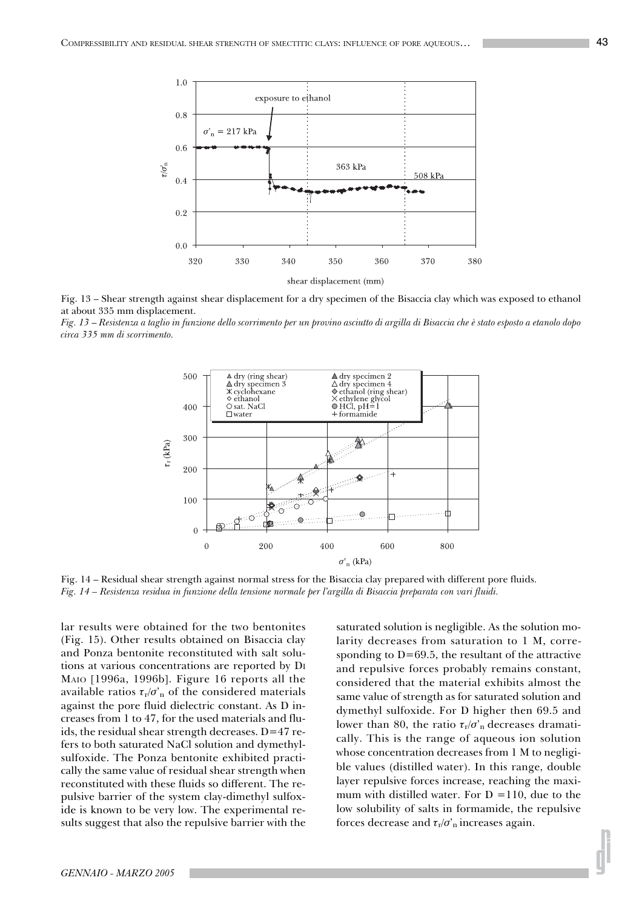Fig. 13 – Shear strength against shear displacement for a dry specimen of the Bisaccia clay which was exposed to ethanol at about 335 mm displacement.

*Fig. 13 – Resistenza a taglio in funzione dello scorrimento per un provino asciutto di argilla di Bisaccia che è stato esposto a etanolo dopo circa 335 mm di scorrimento.*

Fig. 14 – Residual shear strength against normal stress for the Bisaccia clay prepared with different pore fluids.

*Fig. 14 – Resistenza residua in funzione della tensione normale per l'argilla di Bisaccia preparata con vari fluidi.*

lar results were obtained for the two bentonites (Fig. 15). Other results obtained on Bisaccia clay and Ponza bentonite reconstituted with salt solutions at various concentrations are reported by DI MAIO [1996a, 1996b]. Figure 16 reports all the available ratios $\tau_r/\sigma'_n$ of the considered materials against the pore fluid dielectric constant. As D increases from 1 to 47, for the used materials and fluids, the residual shear strength decreases. D=47 refers to both saturated NaCl solution and dymethylsulfoxide. The Ponza bentonite exhibited practically the same value of residual shear strength when reconstituted with these fluids so different. The repulsive barrier of the system clay-dimethyl sulfoxide is known to be very low. The experimental results suggest that also the repulsive barrier with the saturated solution is negligible. As the solution molarity decreases from saturation to 1 M, corresponding to D=69.5, the resultant of the attractive and repulsive forces probably remains constant, considered that the material exhibits almost the same value of strength as for saturated solution and dymethyl sulfoxide. For D higher then 69.5 and lower than 80, the ratio $\tau_r/\sigma'_n$ decreases dramatically. This is the range of aqueous ion solution whose concentration decreases from 1 M to negligible values (distilled water). In this range, double layer repulsive forces increase, reaching the maximum with distilled water. For D =110, due to the low solubility of salts in formamide, the repulsive forces decrease and $\tau_r/\sigma'_n$ increases again.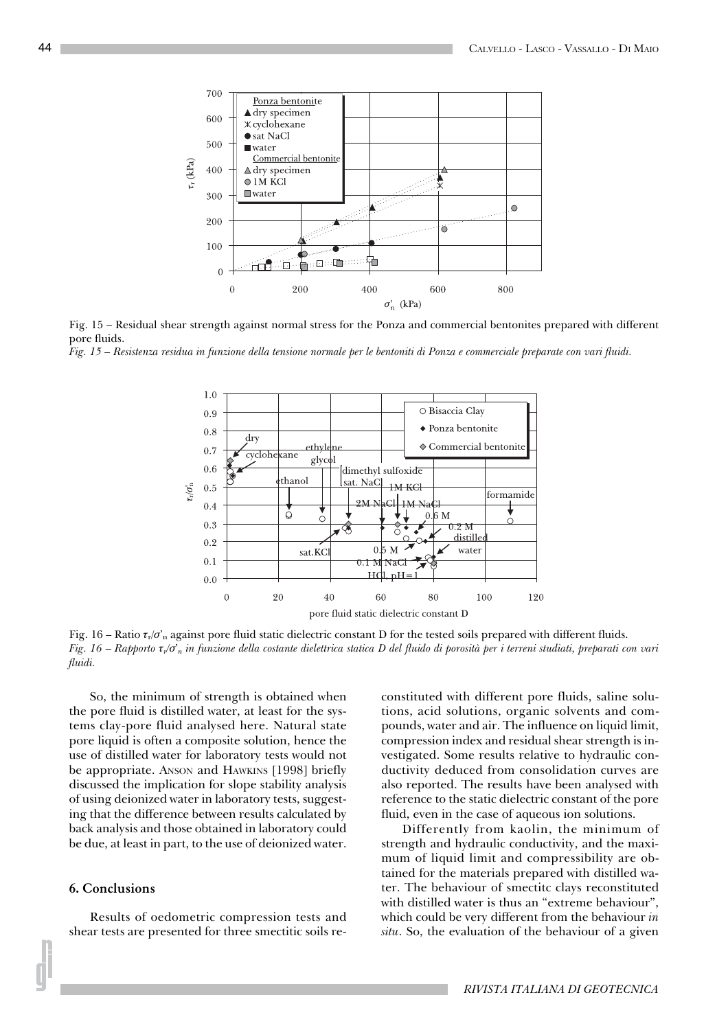Fig. 15 – Residual shear strength against normal stress for the Ponza and commercial bentonites prepared with different pore fluids.

*Fig. 15 – Resistenza residua in funzione della tensione normale per le bentoniti di Ponza e commerciale preparate con vari fluidi.*

Fig. 16 – Ratio $\tau_r/\sigma'_n$ against pore fluid static dielectric constant D for the tested soils prepared with different fluids.

*Fig. 16 – Rapporto $\tau_r/\sigma'_n$ in funzione della costante dielettrica statica D del fluido di porosità per i terreni studiati, preparati con vari fluidi.*

So, the minimum of strength is obtained when the pore fluid is distilled water, at least for the systems clay-pore fluid analysed here. Natural state pore liquid is often a composite solution, hence the use of distilled water for laboratory tests would not be appropriate. ANSON and HAWKINS [1998] briefly discussed the implication for slope stability analysis of using deionized water in laboratory tests, suggesting that the difference between results calculated by back analysis and those obtained in laboratory could be due, at least in part, to the use of deionized water.

## 6. Conclusions

Results of oedometric compression tests and shear tests are presented for three smectitic soils reconstituted with different pore fluids, saline solutions, acid solutions, organic solvents and compounds, water and air. The influence on liquid limit, compression index and residual shear strength is investigated. Some results relative to hydraulic conductivity deduced from consolidation curves are also reported. The results have been analysed with reference to the static dielectric constant of the pore fluid, even in the case of aqueous ion solutions.

Differently from kaolin, the minimum of strength and hydraulic conductivity, and the maximum of liquid limit and compressibility are obtained for the materials prepared with distilled water. The behaviour of smectitc clays reconstituted with distilled water is thus an "extreme behaviour", which could be very different from the behaviour *in situ*. So, the evaluation of the behaviour of a given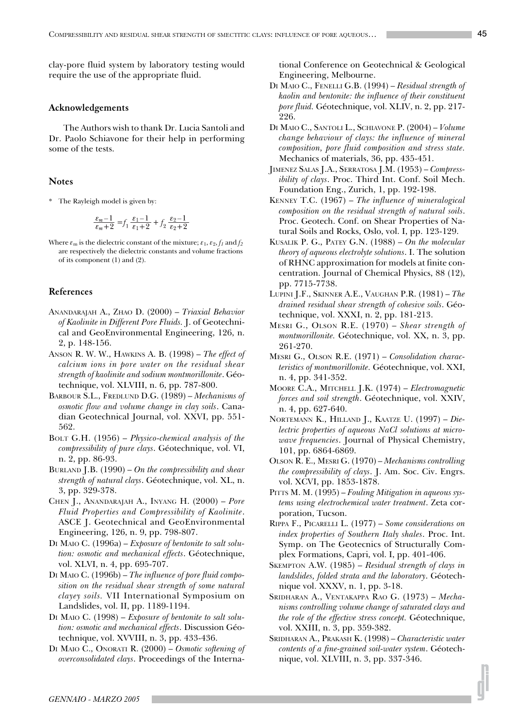clay-pore fluid system by laboratory testing would require the use of the appropriate fluid.

## Acknowledgements

The Authors wish to thank Dr. Lucia Santoli and Dr. Paolo Schiavone for their help in performing some of the tests.

## Notes

* The Rayleigh model is given by:

$$\frac{\varepsilon_m - 1}{\varepsilon_m + 2} = f_1 \frac{\varepsilon_1 - 1}{\varepsilon_1 + 2} + f_2 \frac{\varepsilon_2 - 1}{\varepsilon_2 + 2}$$

Where $\varepsilon_m$ is the dielectric constant of the mixture; $\varepsilon_1$, $\varepsilon_2$, $f_1$ and $f_2$ are respectively the dielectric constants and volume fractions of its component (1) and (2).

## References

ANANDARAJAH A., ZHAO D. (2000) – *Triaxial Behavior of Kaolinite in Different Pore Fluids.* J. of Geotechnical and GeoEnvironmental Engineering, 126, n. 2, p. 148-156.

ANSON R. W. W., HAWKINS A. B. (1998) – *The effect of calcium ions in pore water on the residual shear strength of kaolinite and sodium montmorillonite*. Géotechnique, vol. XLVIII, n. 6, pp. 787-800.

BARBOUR S.L., FREDLUND D.G. (1989) – *Mechanisms of osmotic flow and volume change in clay soils*. Canadian Geotechnical Journal, vol. XXVI, pp. 551-562.

BOLT G.H. (1956) – *Physico-chemical analysis of the compressibility of pure clays*. Géotechnique, vol. VI, n. 2, pp. 86-93.

BURLAND J.B. (1990) – *On the compressibility and shear strength of natural clays*. Géotechnique, vol. XL, n. 3, pp. 329-378.

CHEN J., ANANDARAJAH A., INYANG H. (2000) – *Pore Fluid Properties and Compressibility of Kaolinite*. ASCE J. Geotechnical and GeoEnvironmental Engineering, 126, n. 9, pp. 798-807.

DI MAIO C. (1996a) – *Exposure of bentonite to salt solution: osmotic and mechanical effects*. Géotechnique, vol. XLVI, n. 4, pp. 695-707.

DI MAIO C. (1996b) – *The influence of pore fluid composition on the residual shear strength of some natural clayey soils.* VII International Symposium on Landslides, vol. II, pp. 1189-1194.

DI MAIO C. (1998) – *Exposure of bentonite to salt solution: osmotic and mechanical effects*. Discussion Géotechnique, vol. XVVIII, n. 3, pp. 433-436.

DI MAIO C., ONORATI R. (2000) – *Osmotic softening of overconsolidated clays*. Proceedings of the International Conference on Geotechnical & Geological Engineering, Melbourne.

DI MAIO C., FENELLI G.B. (1994) – *Residual strength of kaolin and bentonite: the influence of their constituent pore fluid.* Géotechnique, vol. XLIV, n. 2, pp. 217-226.

DI MAIO C., SANTOLI L., SCHIAVONE P. (2004) – *Volume change behaviour of clays: the influence of mineral composition, pore fluid composition and stress state.* Mechanics of materials, 36, pp. 435-451.

JIMENEZ SALAS J.A., SERRATOSA J.M. (1953) – *Compressibility of clays*. Proc. Third Int. Conf. Soil Mech. Foundation Eng., Zurich, 1, pp. 192-198.

KENNEY T.C. (1967) – *The influence of mineralogical composition on the residual strength of natural soils*. Proc. Geotech. Conf. on Shear Properties of Natural Soils and Rocks, Oslo, vol. I, pp. 123-129.

KUSALIK P. G., PATEY G.N. (1988) – *On the molecular theory of aqueous electrolyte solutions*. I. The solution of RHNC approximation for models at finite concentration. Journal of Chemical Physics, 88 (12), pp. 7715-7738.

LUPINI J.F., SKINNER A.E., VAUGHAN P.R. (1981) – *The drained residual shear strength of cohesive soils*. Géotechnique, vol. XXXI, n. 2, pp. 181-213.

MESRI G., OLSON R.E. (1970) – *Shear strength of montmorillonite.* Géotechnique, vol. XX, n. 3, pp. 261-270.

MESRI G., OLSON R.E. (1971) – *Consolidation characteristics of montmorillonite.* Géotechnique, vol. XXI, n. 4, pp. 341-352.

MOORE C.A., MITCHELL J.K. (1974) – *Electromagnetic forces and soil strength*. Géotechnique, vol. XXIV, n. 4, pp. 627-640.

NORTEMANN K., HILLAND J., KAATZE U. (1997) – *Dielectric properties of aqueous NaCl solutions at microwave frequencies*. Journal of Physical Chemistry, 101, pp. 6864-6869.

OLSON R. E., MESRI G. (1970) – *Mechanisms controlling the compressibility of clays*. J. Am. Soc. Civ. Engrs. vol. XCVI, pp. 1853-1878.

PITTS M. M. (1995) – *Fouling Mitigation in aqueous systems using electrochemical water treatment*. Zeta corporation, Tucson.

RIPPA F., PICARELLI L. (1977) – *Some considerations on index properties of Southern Italy shales*. Proc. Int. Symp. on The Geotecnics of Structurally Complex Formations, Capri, vol. I, pp. 401-406.

SKEMPTON A.W. (1985) – *Residual strength of clays in landslides, folded strata and the laboratory*. Géotechnique vol. XXXV, n. 1, pp. 3-18.

SRIDHARAN A., VENTAKAPPA RAO G. (1973) – *Mechanisms controlling volume change of saturated clays and the role of the effective stress concept.* Géotechnique, vol. XXIII, n. 3, pp. 359-382.

SRIDHARAN A., PRAKASH K. (1998) – *Characteristic water contents of a fine-grained soil-water system*. Géotechnique, vol. XLVIII, n. 3, pp. 337-346.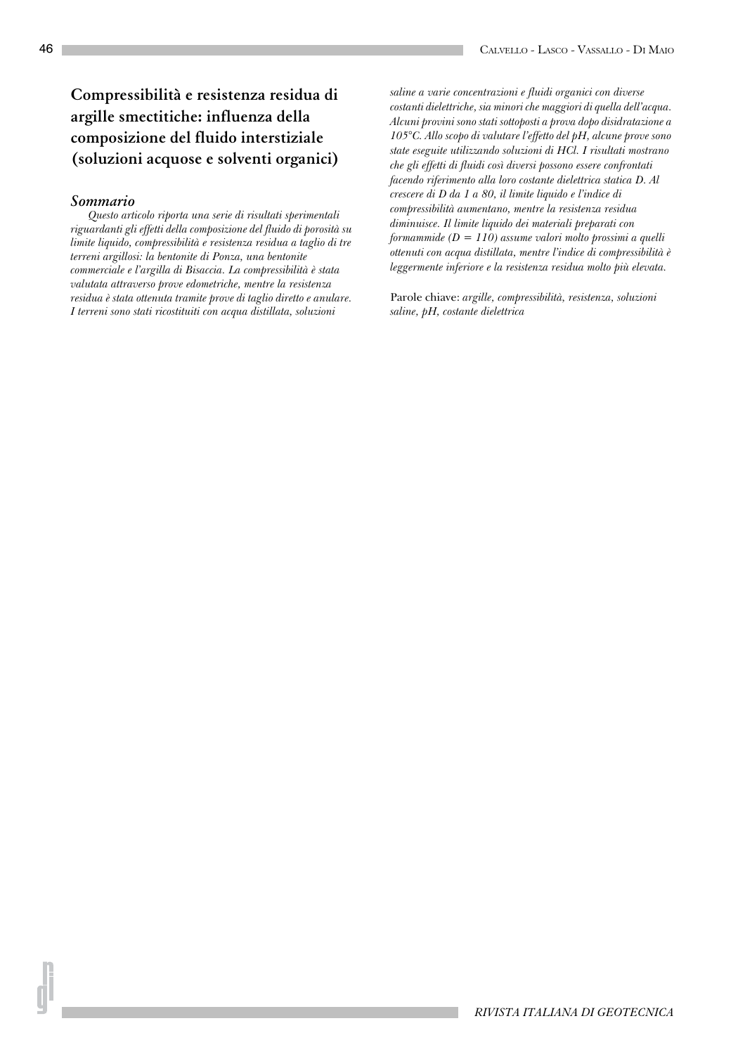## Compressibilità e resistenza residua di argille smectitiche: influenza della composizione del fluido interstiziale (soluzioni acquose e solventi organici)

### *Sommario*

*Questo articolo riporta una serie di risultati sperimentali riguardanti gli effetti della composizione del fluido di porosità su limite liquido, compressibilità e resistenza residua a taglio di tre terreni argillosi: la bentonite di Ponza, una bentonite commerciale e l'argilla di Bisaccia. La compressibilità è stata valutata attraverso prove edometriche, mentre la resistenza residua è stata ottenuta tramite prove di taglio diretto e anulare. I terreni sono stati ricostituiti con acqua distillata, soluzioni saline a varie concentrazioni e fluidi organici con diverse costanti dielettriche, sia minori che maggiori di quella dell'acqua. Alcuni provini sono stati sottoposti a prova dopo disidratazione a 105°C. Allo scopo di valutare l'effetto del pH, alcune prove sono state eseguite utilizzando soluzioni di HCl. I risultati mostrano che gli effetti di fluidi così diversi possono essere confrontati facendo riferimento alla loro costante dielettrica statica D. Al crescere di D da 1 a 80, il limite liquido e l'indice di compressibilità aumentano, mentre la resistenza residua diminuisce. Il limite liquido dei materiali preparati con formammide (D = 110) assume valori molto prossimi a quelli ottenuti con acqua distillata, mentre l'indice di compressibilità è leggermente inferiore e la resistenza residua molto più elevata.*

Parole chiave: *argille, compressibilità, resistenza, soluzioni saline, pH, costante dielettrica*